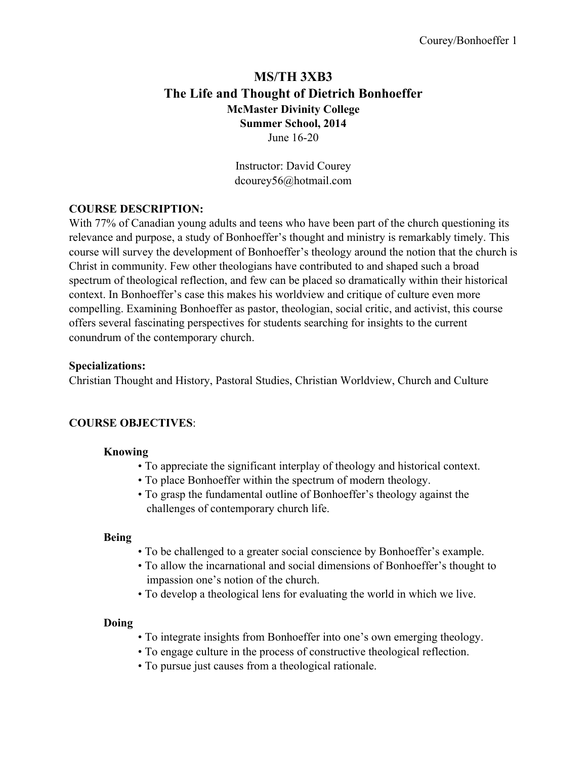# MS/TH 3XB3
# The Life and Thought of Dietrich Bonhoeffer

**McMaster Divinity College**

**Summer School, 2014**

June 16-20

Instructor: David Courey
dcourey56@hotmail.com

## COURSE DESCRIPTION:

With 77% of Canadian young adults and teens who have been part of the church questioning its relevance and purpose, a study of Bonhoeffer's thought and ministry is remarkably timely. This course will survey the development of Bonhoeffer's theology around the notion that the church is Christ in community. Few other theologians have contributed to and shaped such a broad spectrum of theological reflection, and few can be placed so dramatically within their historical context. In Bonhoeffer's case this makes his worldview and critique of culture even more compelling. Examining Bonhoeffer as pastor, theologian, social critic, and activist, this course offers several fascinating perspectives for students searching for insights to the current conundrum of the contemporary church.

**Specializations:**
Christian Thought and History, Pastoral Studies, Christian Worldview, Church and Culture

## COURSE OBJECTIVES:

### Knowing

- To appreciate the significant interplay of theology and historical context.
- To place Bonhoeffer within the spectrum of modern theology.
- To grasp the fundamental outline of Bonhoeffer's theology against the challenges of contemporary church life.

### Being

- To be challenged to a greater social conscience by Bonhoeffer's example.
- To allow the incarnational and social dimensions of Bonhoeffer's thought to impassion one's notion of the church.
- To develop a theological lens for evaluating the world in which we live.

### Doing

- To integrate insights from Bonhoeffer into one's own emerging theology.
- To engage culture in the process of constructive theological reflection.
- To pursue just causes from a theological rationale.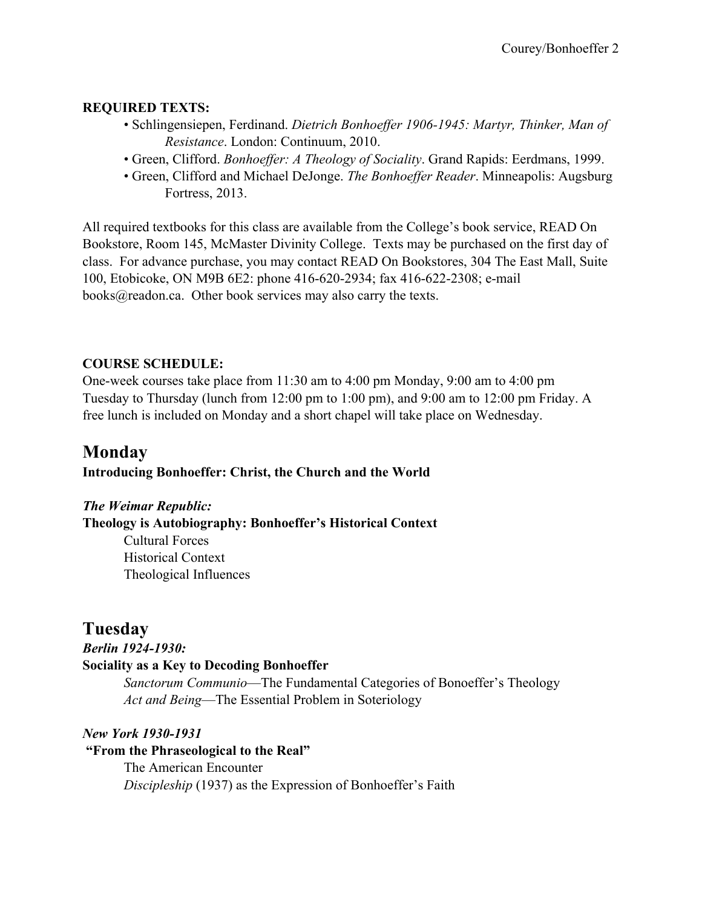**REQUIRED TEXTS:**

- Schlingensiepen, Ferdinand. *Dietrich Bonhoeffer 1906-1945: Martyr, Thinker, Man of Resistance*. London: Continuum, 2010.
- Green, Clifford. *Bonhoeffer: A Theology of Sociality*. Grand Rapids: Eerdmans, 1999.
- Green, Clifford and Michael DeJonge. *The Bonhoeffer Reader*. Minneapolis: Augsburg Fortress, 2013.

All required textbooks for this class are available from the College's book service, READ On Bookstore, Room 145, McMaster Divinity College. Texts may be purchased on the first day of class. For advance purchase, you may contact READ On Bookstores, 304 The East Mall, Suite 100, Etobicoke, ON M9B 6E2: phone 416-620-2934; fax 416-622-2308; e-mail books@readon.ca. Other book services may also carry the texts.

**COURSE SCHEDULE:**

One-week courses take place from 11:30 am to 4:00 pm Monday, 9:00 am to 4:00 pm Tuesday to Thursday (lunch from 12:00 pm to 1:00 pm), and 9:00 am to 12:00 pm Friday. A free lunch is included on Monday and a short chapel will take place on Wednesday.

## Monday

**Introducing Bonhoeffer: Christ, the Church and the World**

***The Weimar Republic:***

**Theology is Autobiography: Bonhoeffer's Historical Context**

Cultural Forces
Historical Context
Theological Influences

## Tuesday

***Berlin 1924-1930:***

**Sociality as a Key to Decoding Bonhoeffer**

*Sanctorum Communio*—The Fundamental Categories of Bonoeffer's Theology
*Act and Being*—The Essential Problem in Soteriology

***New York 1930-1931***

**"From the Phraseological to the Real"**

The American Encounter
*Discipleship* (1937) as the Expression of Bonhoeffer's Faith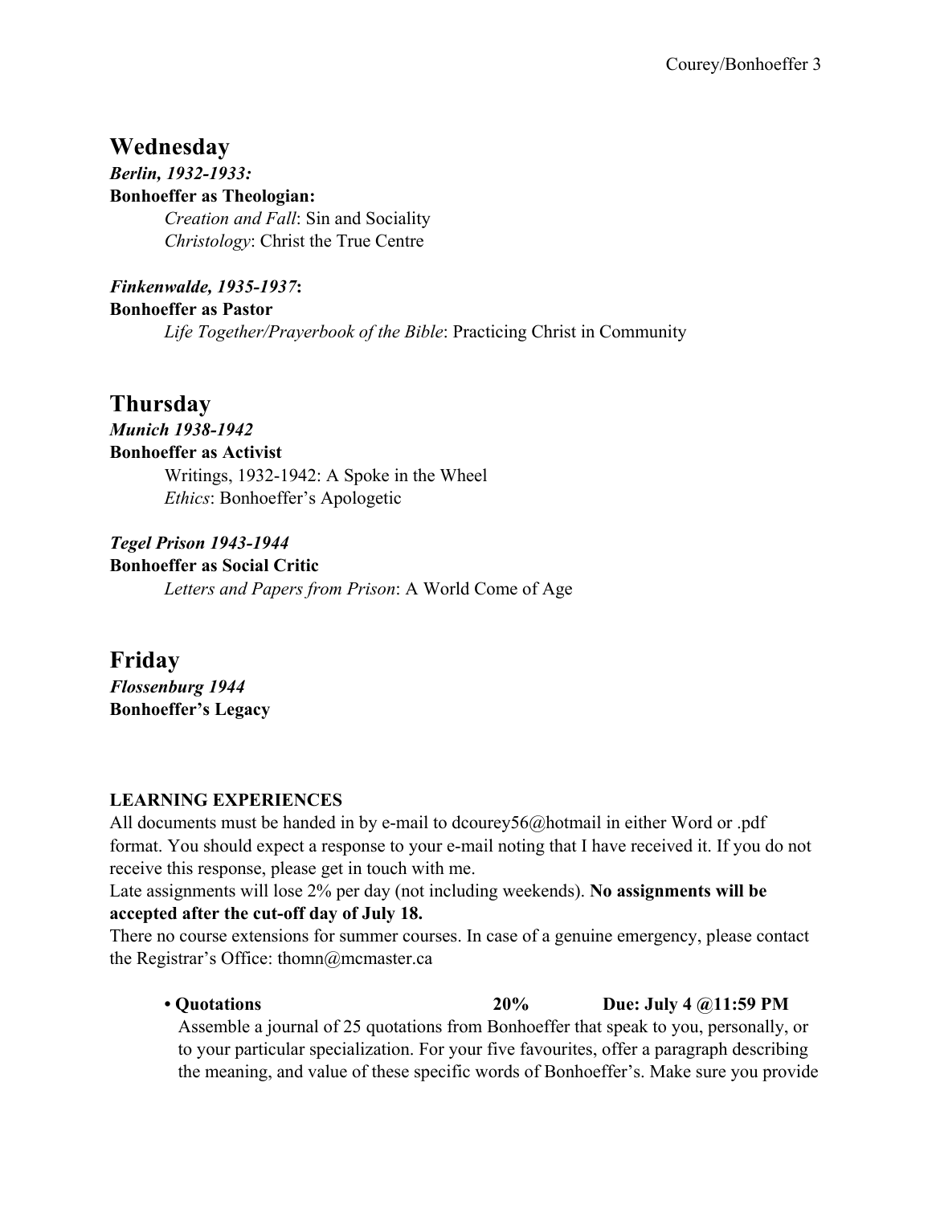## Wednesday

***Berlin, 1932-1933:***

**Bonhoeffer as Theologian:**

*Creation and Fall*: Sin and Sociality
*Christology*: Christ the True Centre

***Finkenwalde, 1935-1937*:**

**Bonhoeffer as Pastor**

*Life Together/Prayerbook of the Bible*: Practicing Christ in Community

## Thursday

***Munich 1938-1942***

**Bonhoeffer as Activist**

Writings, 1932-1942: A Spoke in the Wheel
*Ethics*: Bonhoeffer's Apologetic

***Tegel Prison 1943-1944***

**Bonhoeffer as Social Critic**

*Letters and Papers from Prison*: A World Come of Age

## Friday

***Flossenburg 1944***

**Bonhoeffer's Legacy**

**LEARNING EXPERIENCES**

All documents must be handed in by e-mail to dcourey56@hotmail in either Word or .pdf format. You should expect a response to your e-mail noting that I have received it. If you do not receive this response, please get in touch with me.
Late assignments will lose 2% per day (not including weekends). **No assignments will be accepted after the cut-off day of July 18.**
There no course extensions for summer courses. In case of a genuine emergency, please contact the Registrar's Office: thomn@mcmaster.ca

- **Quotations 20% Due: July 4 @11:59 PM**
  Assemble a journal of 25 quotations from Bonhoeffer that speak to you, personally, or to your particular specialization. For your five favourites, offer a paragraph describing the meaning, and value of these specific words of Bonhoeffer's. Make sure you provide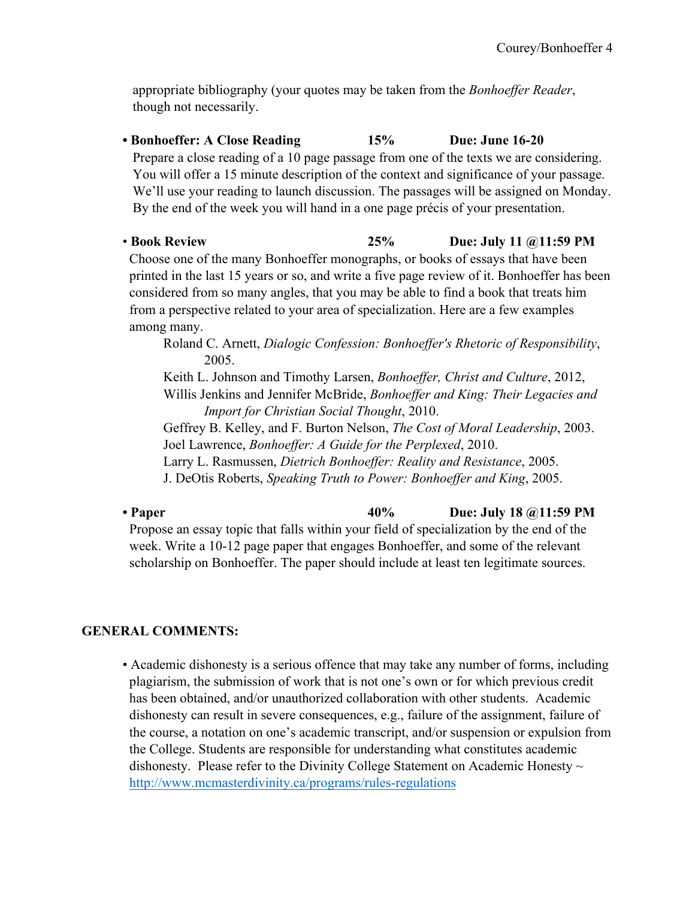appropriate bibliography (your quotes may be taken from the *Bonhoeffer Reader*, though not necessarily.

- **Bonhoeffer: A Close Reading 15% Due: June 16-20**
  Prepare a close reading of a 10 page passage from one of the texts we are considering. You will offer a 15 minute description of the context and significance of your passage. We'll use your reading to launch discussion. The passages will be assigned on Monday. By the end of the week you will hand in a one page précis of your presentation.

- **Book Review 25% Due: July 11 @11:59 PM**
  Choose one of the many Bonhoeffer monographs, or books of essays that have been printed in the last 15 years or so, and write a five page review of it. Bonhoeffer has been considered from so many angles, that you may be able to find a book that treats him from a perspective related to your area of specialization. Here are a few examples among many.
  - Roland C. Arnett, *Dialogic Confession: Bonhoeffer's Rhetoric of Responsibility*, 2005.
  - Keith L. Johnson and Timothy Larsen, *Bonhoeffer, Christ and Culture*, 2012,
  - Willis Jenkins and Jennifer McBride, *Bonhoeffer and King: Their Legacies and Import for Christian Social Thought*, 2010.
  - Geffrey B. Kelley, and F. Burton Nelson, *The Cost of Moral Leadership*, 2003.
  - Joel Lawrence, *Bonhoeffer: A Guide for the Perplexed*, 2010.
  - Larry L. Rasmussen, *Dietrich Bonhoeffer: Reality and Resistance*, 2005.
  - J. DeOtis Roberts, *Speaking Truth to Power: Bonhoeffer and King*, 2005.

- **Paper 40% Due: July 18 @11:59 PM**
  Propose an essay topic that falls within your field of specialization by the end of the week. Write a 10-12 page paper that engages Bonhoeffer, and some of the relevant scholarship on Bonhoeffer. The paper should include at least ten legitimate sources.

## GENERAL COMMENTS:

- Academic dishonesty is a serious offence that may take any number of forms, including plagiarism, the submission of work that is not one's own or for which previous credit has been obtained, and/or unauthorized collaboration with other students. Academic dishonesty can result in severe consequences, e.g., failure of the assignment, failure of the course, a notation on one's academic transcript, and/or suspension or expulsion from the College. Students are responsible for understanding what constitutes academic dishonesty. Please refer to the Divinity College Statement on Academic Honesty ~ http://www.mcmasterdivinity.ca/programs/rules-regulations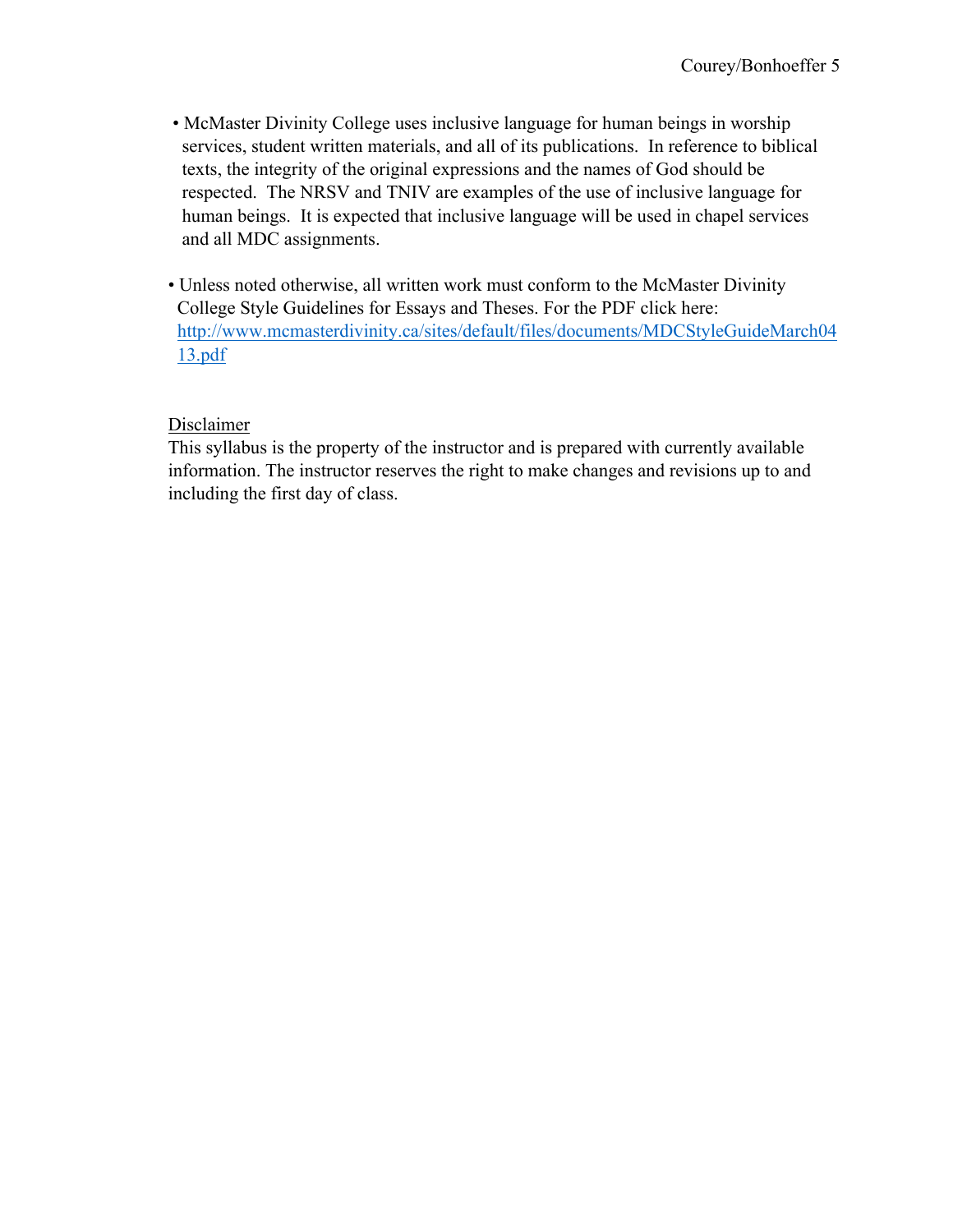- McMaster Divinity College uses inclusive language for human beings in worship services, student written materials, and all of its publications. In reference to biblical texts, the integrity of the original expressions and the names of God should be respected. The NRSV and TNIV are examples of the use of inclusive language for human beings. It is expected that inclusive language will be used in chapel services and all MDC assignments.

- Unless noted otherwise, all written work must conform to the McMaster Divinity College Style Guidelines for Essays and Theses. For the PDF click here: http://www.mcmasterdivinity.ca/sites/default/files/documents/MDCStyleGuideMarch0413.pdf

Disclaimer

This syllabus is the property of the instructor and is prepared with currently available information. The instructor reserves the right to make changes and revisions up to and including the first day of class.